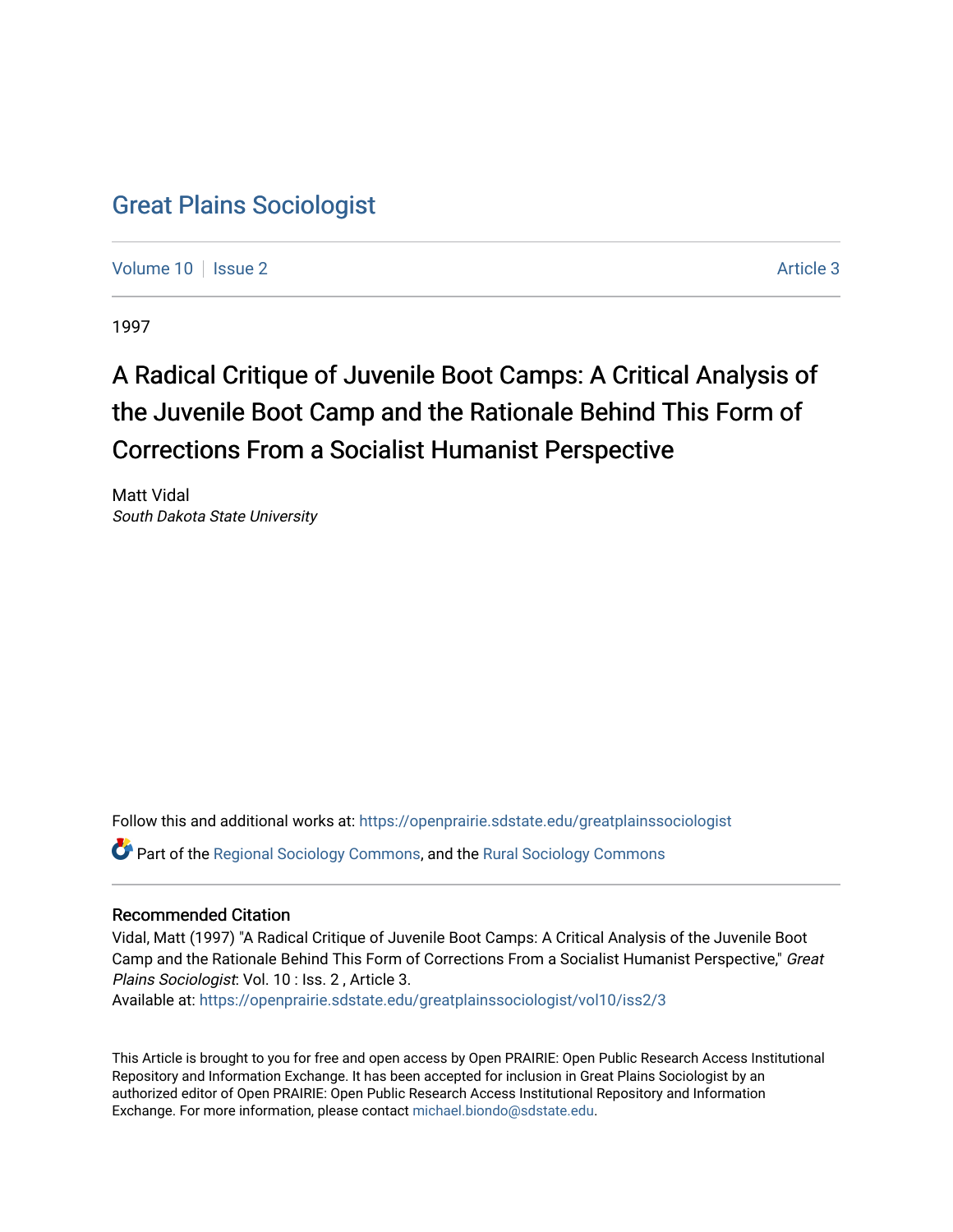# Great Plains Sociologist

Volume 10 | Issue 2 | Article 3

1997

## A Radical Critique of Juvenile Boot Camps: A Critical Analysis of the Juvenile Boot Camp and the Rationale Behind This Form of Corrections From a Socialist Humanist Perspective

Matt Vidal
*South Dakota State University*

Follow this and additional works at: https://openprairie.sdstate.edu/greatplainssociologist

Part of the Regional Sociology Commons, and the Rural Sociology Commons

### Recommended Citation

Vidal, Matt (1997) "A Radical Critique of Juvenile Boot Camps: A Critical Analysis of the Juvenile Boot Camp and the Rationale Behind This Form of Corrections From a Socialist Humanist Perspective," *Great Plains Sociologist*: Vol. 10 : Iss. 2 , Article 3.
Available at: https://openprairie.sdstate.edu/greatplainssociologist/vol10/iss2/3

This Article is brought to you for free and open access by Open PRAIRIE: Open Public Research Access Institutional Repository and Information Exchange. It has been accepted for inclusion in Great Plains Sociologist by an authorized editor of Open PRAIRIE: Open Public Research Access Institutional Repository and Information Exchange. For more information, please contact michael.biondo@sdstate.edu.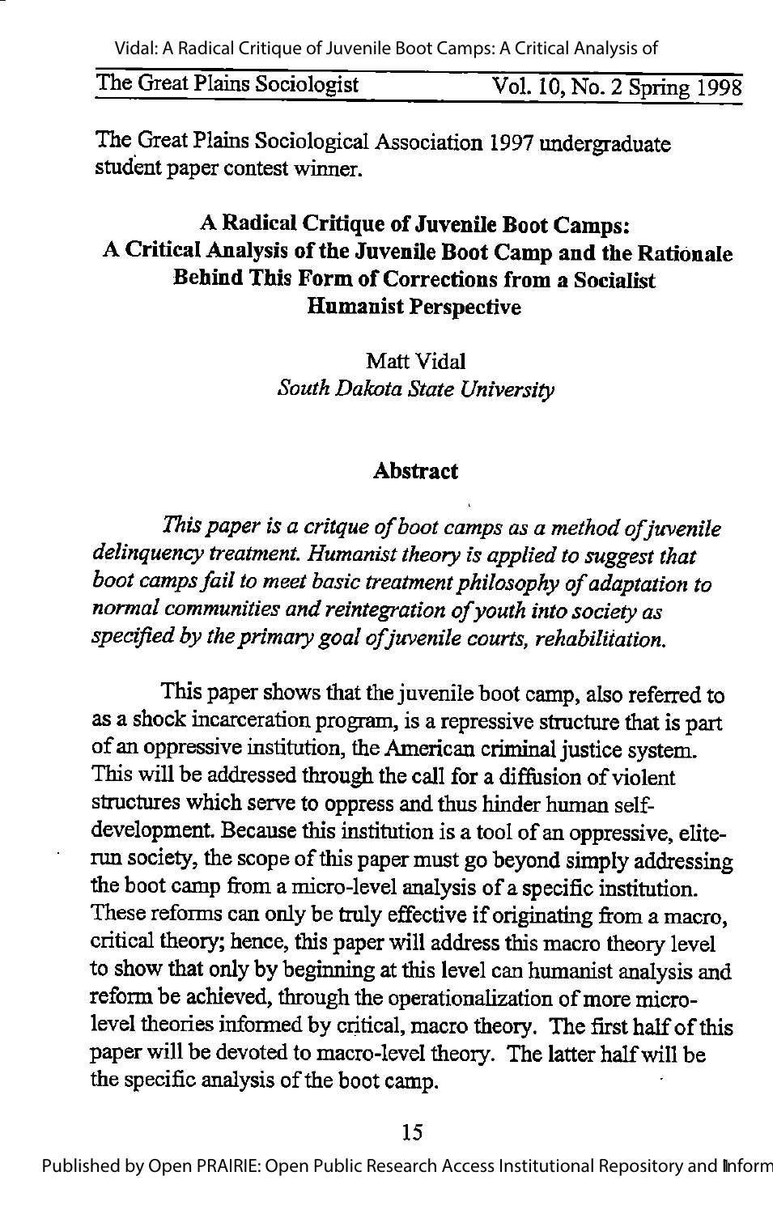The Great Plains Sociological Association 1997 undergraduate student paper contest winner.

# A Radical Critique of Juvenile Boot Camps: A Critical Analysis of the Juvenile Boot Camp and the Rationale Behind This Form of Corrections from a Socialist Humanist Perspective

Matt Vidal
*South Dakota State University*

## Abstract

*This paper is a critque of boot camps as a method of juvenile delinquency treatment. Humanist theory is applied to suggest that boot camps fail to meet basic treatment philosophy of adaptation to normal communities and reintegration of youth into society as specified by the primary goal of juvenile courts, rehabilitation.*

This paper shows that the juvenile boot camp, also referred to as a shock incarceration program, is a repressive structure that is part of an oppressive institution, the American criminal justice system. This will be addressed through the call for a diffusion of violent structures which serve to oppress and thus hinder human self-development. Because this institution is a tool of an oppressive, elite-run society, the scope of this paper must go beyond simply addressing the boot camp from a micro-level analysis of a specific institution. These reforms can only be truly effective if originating from a macro, critical theory; hence, this paper will address this macro theory level to show that only by beginning at this level can humanist analysis and reform be achieved, through the operationalization of more micro-level theories informed by critical, macro theory. The first half of this paper will be devoted to macro-level theory. The latter half will be the specific analysis of the boot camp.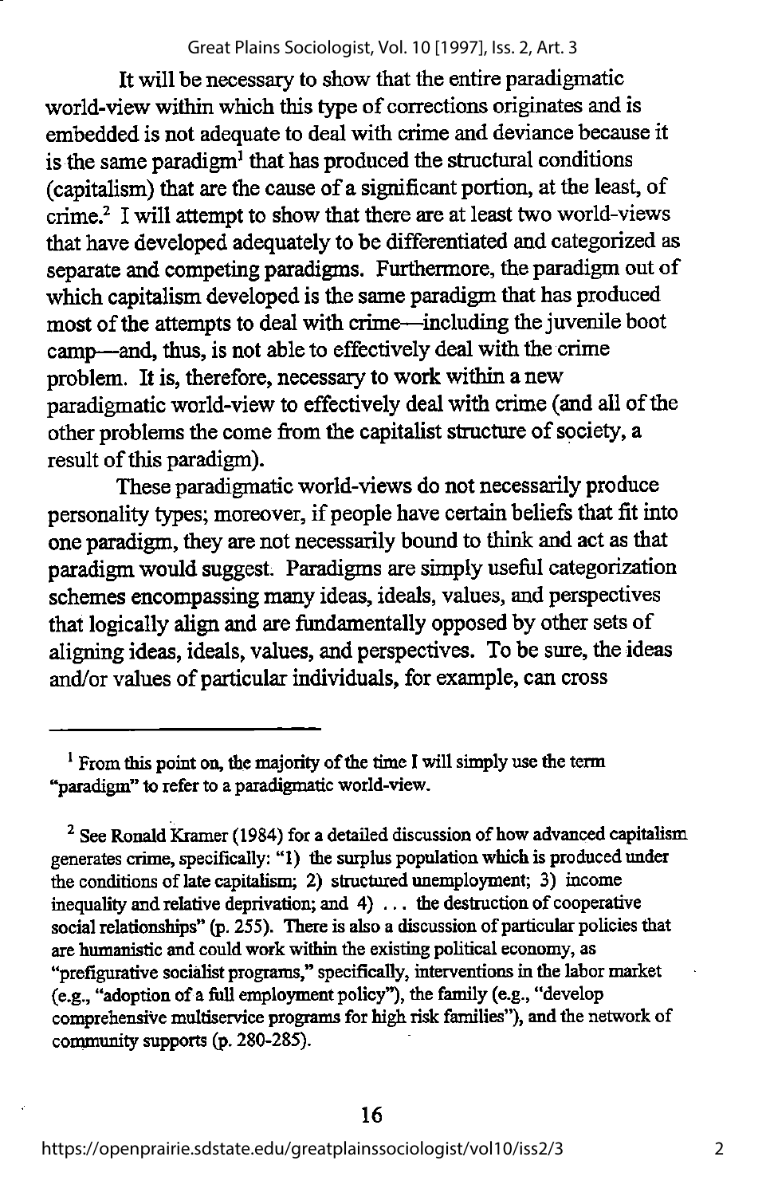It will be necessary to show that the entire paradigmatic world-view within which this type of corrections originates and is embedded is not adequate to deal with crime and deviance because it is the same paradigm[1] that has produced the structural conditions (capitalism) that are the cause of a significant portion, at the least, of crime.[2] I will attempt to show that there are at least two world-views that have developed adequately to be differentiated and categorized as separate and competing paradigms. Furthermore, the paradigm out of which capitalism developed is the same paradigm that has produced most of the attempts to deal with crime—including the juvenile boot camp—and, thus, is not able to effectively deal with the crime problem. It is, therefore, necessary to work within a new paradigmatic world-view to effectively deal with crime (and all of the other problems the come from the capitalist structure of society, a result of this paradigm).

These paradigmatic world-views do not necessarily produce personality types; moreover, if people have certain beliefs that fit into one paradigm, they are not necessarily bound to think and act as that paradigm would suggest. Paradigms are simply useful categorization schemes encompassing many ideas, ideals, values, and perspectives that logically align and are fundamentally opposed by other sets of aligning ideas, ideals, values, and perspectives. To be sure, the ideas and/or values of particular individuals, for example, can cross

---

[1] From this point on, the majority of the time I will simply use the term "paradigm" to refer to a paradigmatic world-view.

[2] See Ronald Kramer (1984) for a detailed discussion of how advanced capitalism generates crime, specifically: "1) the surplus population which is produced under the conditions of late capitalism; 2) structured unemployment; 3) income inequality and relative deprivation; and 4) . . . the destruction of cooperative social relationships" (p. 255). There is also a discussion of particular policies that are humanistic and could work within the existing political economy, as "prefigurative socialist programs," specifically, interventions in the labor market (e.g., "adoption of a full employment policy"), the family (e.g., "develop comprehensive multiservice programs for high risk families"), and the network of community supports (p. 280-285).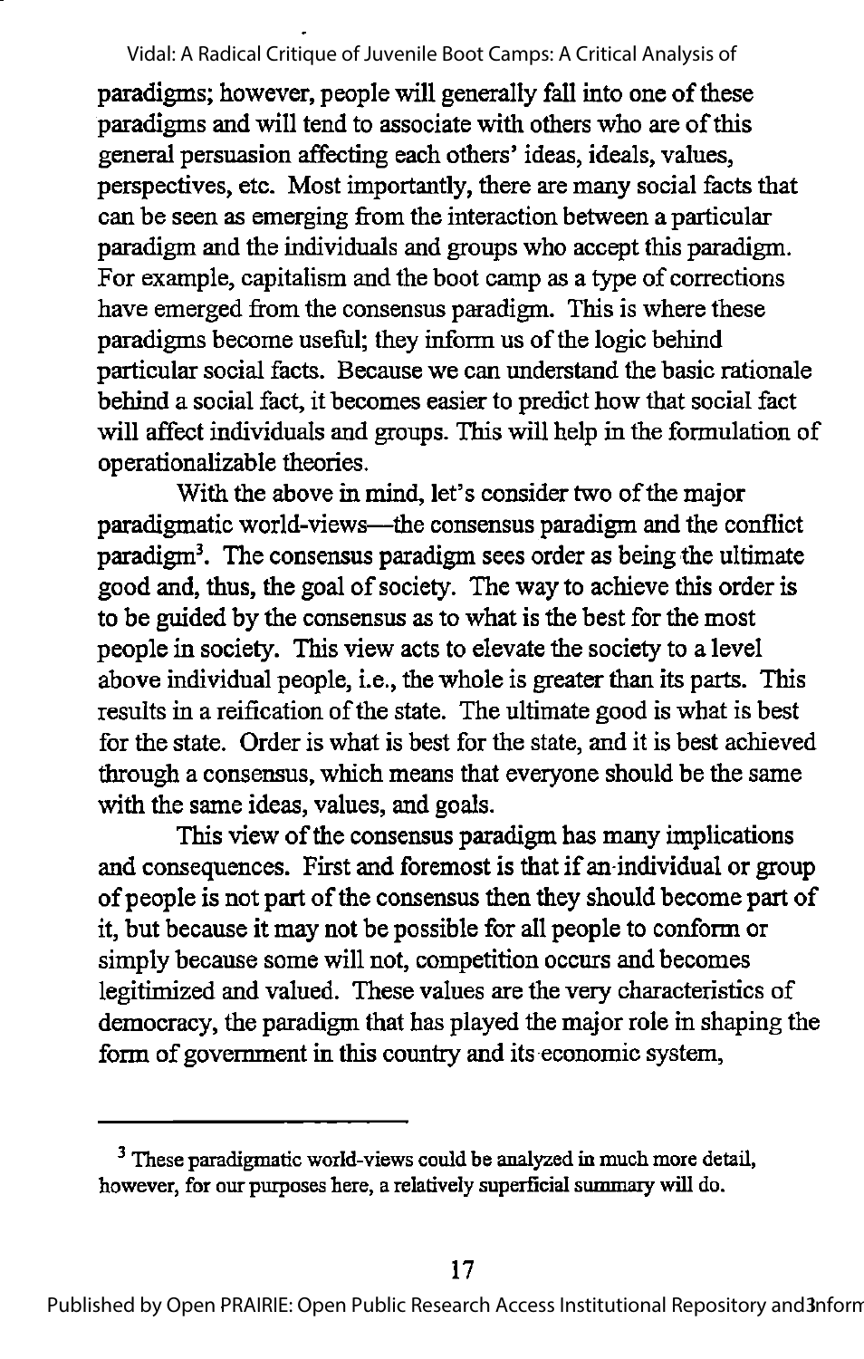paradigms; however, people will generally fall into one of these paradigms and will tend to associate with others who are of this general persuasion affecting each others' ideas, ideals, values, perspectives, etc. Most importantly, there are many social facts that can be seen as emerging from the interaction between a particular paradigm and the individuals and groups who accept this paradigm. For example, capitalism and the boot camp as a type of corrections have emerged from the consensus paradigm. This is where these paradigms become useful; they inform us of the logic behind particular social facts. Because we can understand the basic rationale behind a social fact, it becomes easier to predict how that social fact will affect individuals and groups. This will help in the formulation of operationalizable theories.

With the above in mind, let's consider two of the major paradigmatic world-views—the consensus paradigm and the conflict paradigm[3]. The consensus paradigm sees order as being the ultimate good and, thus, the goal of society. The way to achieve this order is to be guided by the consensus as to what is the best for the most people in society. This view acts to elevate the society to a level above individual people, i.e., the whole is greater than its parts. This results in a reification of the state. The ultimate good is what is best for the state. Order is what is best for the state, and it is best achieved through a consensus, which means that everyone should be the same with the same ideas, values, and goals.

This view of the consensus paradigm has many implications and consequences. First and foremost is that if an individual or group of people is not part of the consensus then they should become part of it, but because it may not be possible for all people to conform or simply because some will not, competition occurs and becomes legitimized and valued. These values are the very characteristics of democracy, the paradigm that has played the major role in shaping the form of government in this country and its economic system,

---

[3] These paradigmatic world-views could be analyzed in much more detail, however, for our purposes here, a relatively superficial summary will do.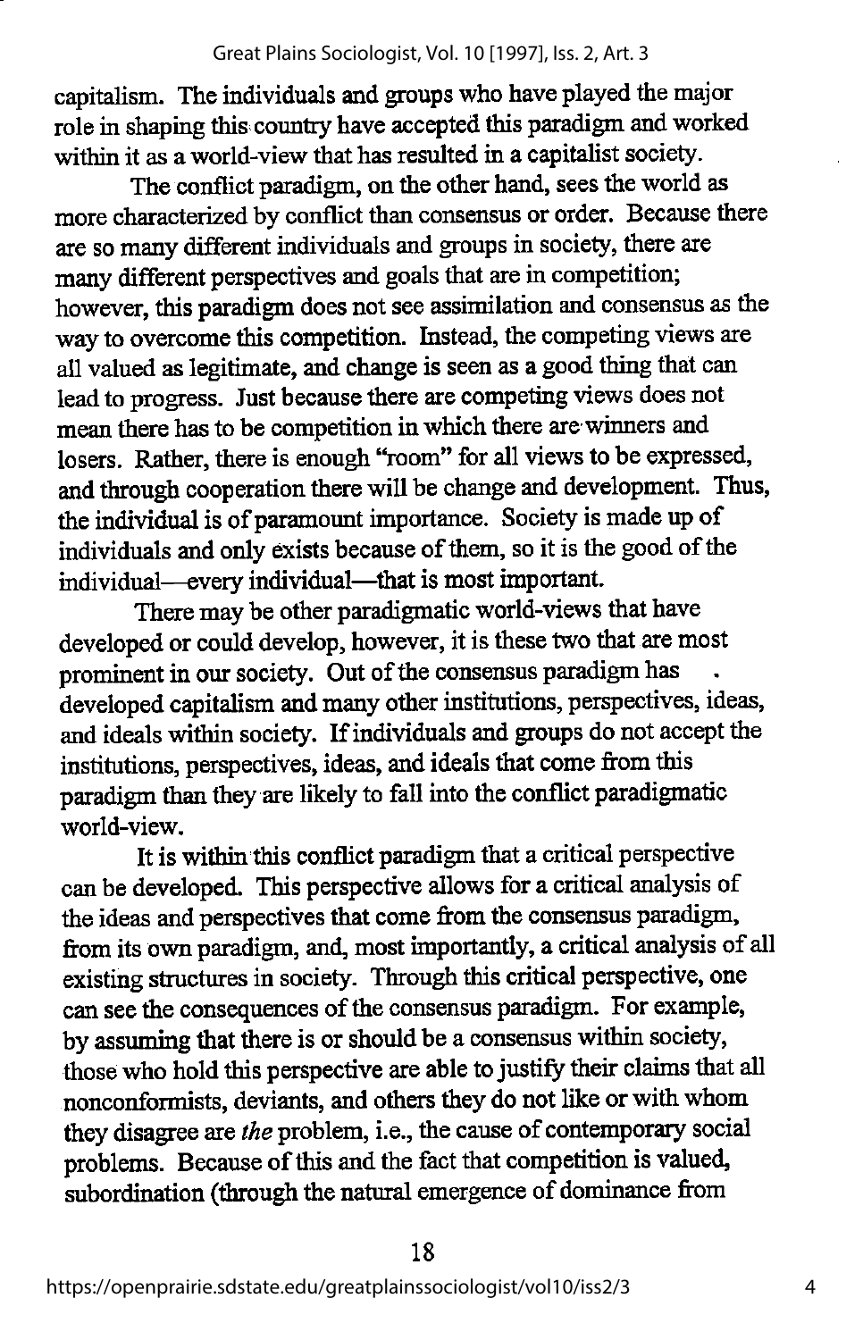capitalism. The individuals and groups who have played the major role in shaping this country have accepted this paradigm and worked within it as a world-view that has resulted in a capitalist society.

The conflict paradigm, on the other hand, sees the world as more characterized by conflict than consensus or order. Because there are so many different individuals and groups in society, there are many different perspectives and goals that are in competition; however, this paradigm does not see assimilation and consensus as the way to overcome this competition. Instead, the competing views are all valued as legitimate, and change is seen as a good thing that can lead to progress. Just because there are competing views does not mean there has to be competition in which there are winners and losers. Rather, there is enough "room" for all views to be expressed, and through cooperation there will be change and development. Thus, the individual is of paramount importance. Society is made up of individuals and only exists because of them, so it is the good of the individual—every individual—that is most important.

There may be other paradigmatic world-views that have developed or could develop, however, it is these two that are most prominent in our society. Out of the consensus paradigm has developed capitalism and many other institutions, perspectives, ideas, and ideals within society. If individuals and groups do not accept the institutions, perspectives, ideas, and ideals that come from this paradigm than they are likely to fall into the conflict paradigmatic world-view.

It is within this conflict paradigm that a critical perspective can be developed. This perspective allows for a critical analysis of the ideas and perspectives that come from the consensus paradigm, from its own paradigm, and, most importantly, a critical analysis of all existing structures in society. Through this critical perspective, one can see the consequences of the consensus paradigm. For example, by assuming that there is or should be a consensus within society, those who hold this perspective are able to justify their claims that all nonconformists, deviants, and others they do not like or with whom they disagree are *the* problem, i.e., the cause of contemporary social problems. Because of this and the fact that competition is valued, subordination (through the natural emergence of dominance from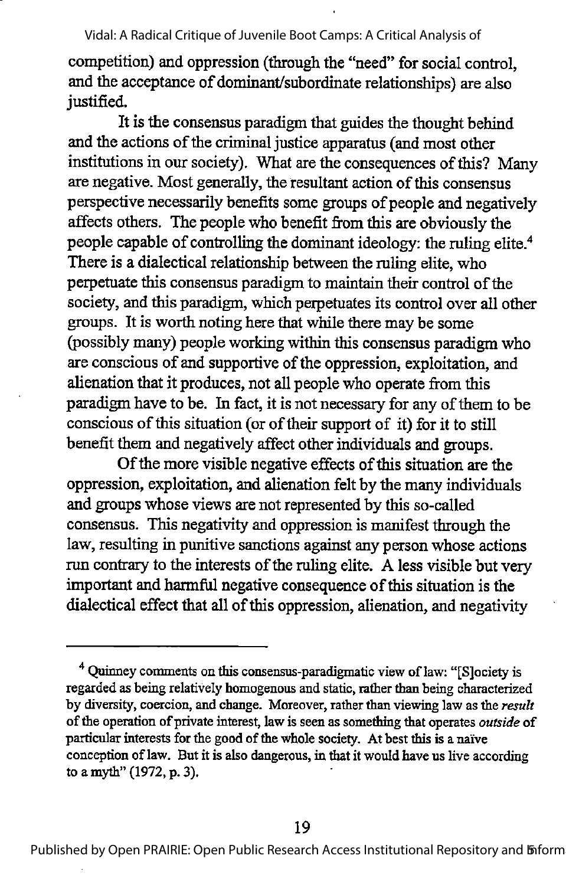competition) and oppression (through the "need" for social control, and the acceptance of dominant/subordinate relationships) are also justified.

It is the consensus paradigm that guides the thought behind and the actions of the criminal justice apparatus (and most other institutions in our society). What are the consequences of this? Many are negative. Most generally, the resultant action of this consensus perspective necessarily benefits some groups of people and negatively affects others. The people who benefit from this are obviously the people capable of controlling the dominant ideology: the ruling elite.[4] There is a dialectical relationship between the ruling elite, who perpetuate this consensus paradigm to maintain their control of the society, and this paradigm, which perpetuates its control over all other groups. It is worth noting here that while there may be some (possibly many) people working within this consensus paradigm who are conscious of and supportive of the oppression, exploitation, and alienation that it produces, not all people who operate from this paradigm have to be. In fact, it is not necessary for any of them to be conscious of this situation (or of their support of it) for it to still benefit them and negatively affect other individuals and groups.

Of the more visible negative effects of this situation are the oppression, exploitation, and alienation felt by the many individuals and groups whose views are not represented by this so-called consensus. This negativity and oppression is manifest through the law, resulting in punitive sanctions against any person whose actions run contrary to the interests of the ruling elite. A less visible but very important and harmful negative consequence of this situation is the dialectical effect that all of this oppression, alienation, and negativity

---

[4] Quinney comments on this consensus-paradigmatic view of law: "[S]ociety is regarded as being relatively homogenous and static, rather than being characterized by diversity, coercion, and change. Moreover, rather than viewing law as the *result* of the operation of private interest, law is seen as something that operates *outside* of particular interests for the good of the whole society. At best this is a naïve conception of law. But it is also dangerous, in that it would have us live according to a myth" (1972, p. 3).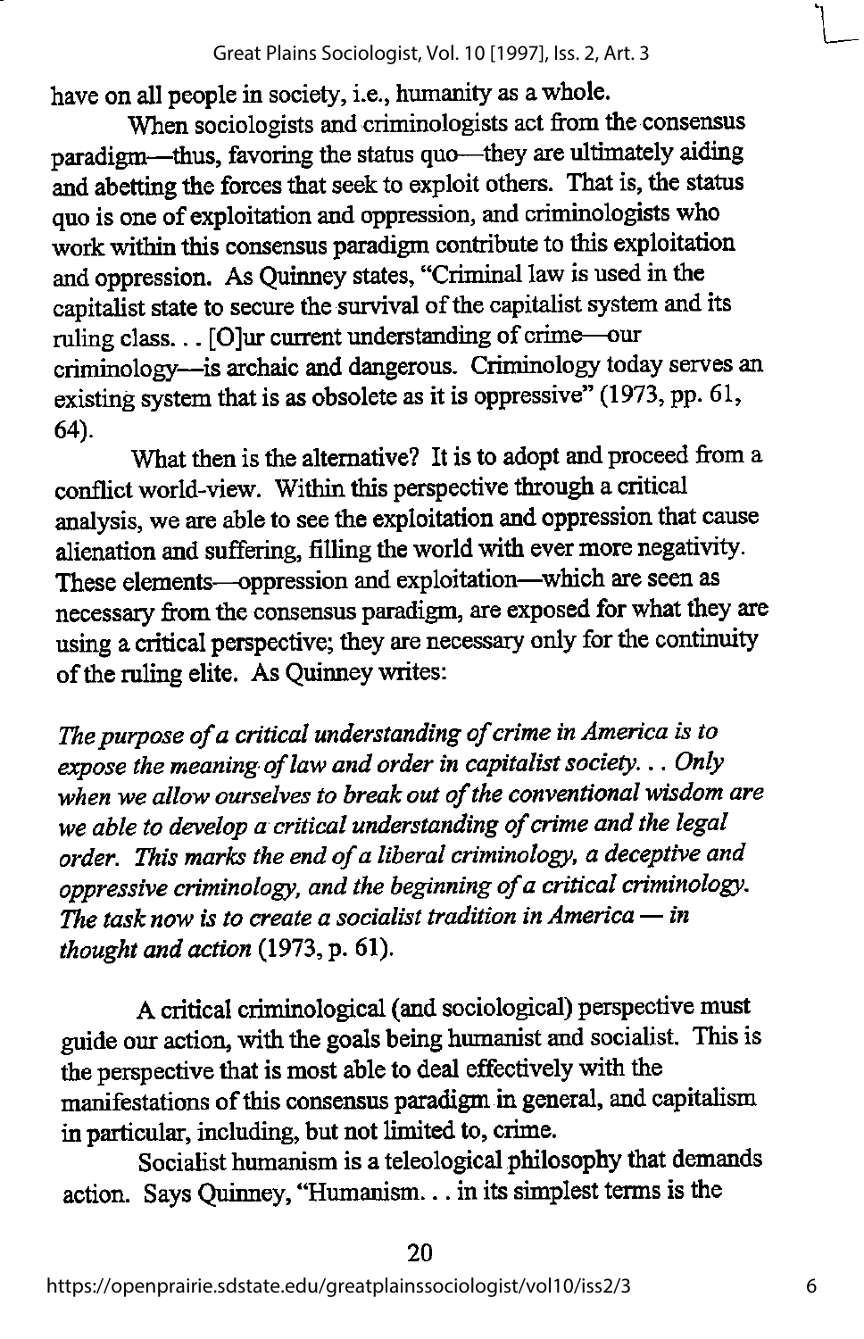have on all people in society, i.e., humanity as a whole.

When sociologists and criminologists act from the consensus paradigm—thus, favoring the status quo—they are ultimately aiding and abetting the forces that seek to exploit others. That is, the status quo is one of exploitation and oppression, and criminologists who work within this consensus paradigm contribute to this exploitation and oppression. As Quinney states, "Criminal law is used in the capitalist state to secure the survival of the capitalist system and its ruling class. . . [O]ur current understanding of crime—our criminology—is archaic and dangerous. Criminology today serves an existing system that is as obsolete as it is oppressive" (1973, pp. 61, 64).

What then is the alternative? It is to adopt and proceed from a conflict world-view. Within this perspective through a critical analysis, we are able to see the exploitation and oppression that cause alienation and suffering, filling the world with ever more negativity. These elements—oppression and exploitation—which are seen as necessary from the consensus paradigm, are exposed for what they are using a critical perspective; they are necessary only for the continuity of the ruling elite. As Quinney writes:

*The purpose of a critical understanding of crime in America is to expose the meaning of law and order in capitalist society. . . Only when we allow ourselves to break out of the conventional wisdom are we able to develop a critical understanding of crime and the legal order. This marks the end of a liberal criminology, a deceptive and oppressive criminology, and the beginning of a critical criminology. The task now is to create a socialist tradition in America — in thought and action* (1973, p. 61).

A critical criminological (and sociological) perspective must guide our action, with the goals being humanist and socialist. This is the perspective that is most able to deal effectively with the manifestations of this consensus paradigm in general, and capitalism in particular, including, but not limited to, crime.

Socialist humanism is a teleological philosophy that demands action. Says Quinney, "Humanism. . . in its simplest terms is the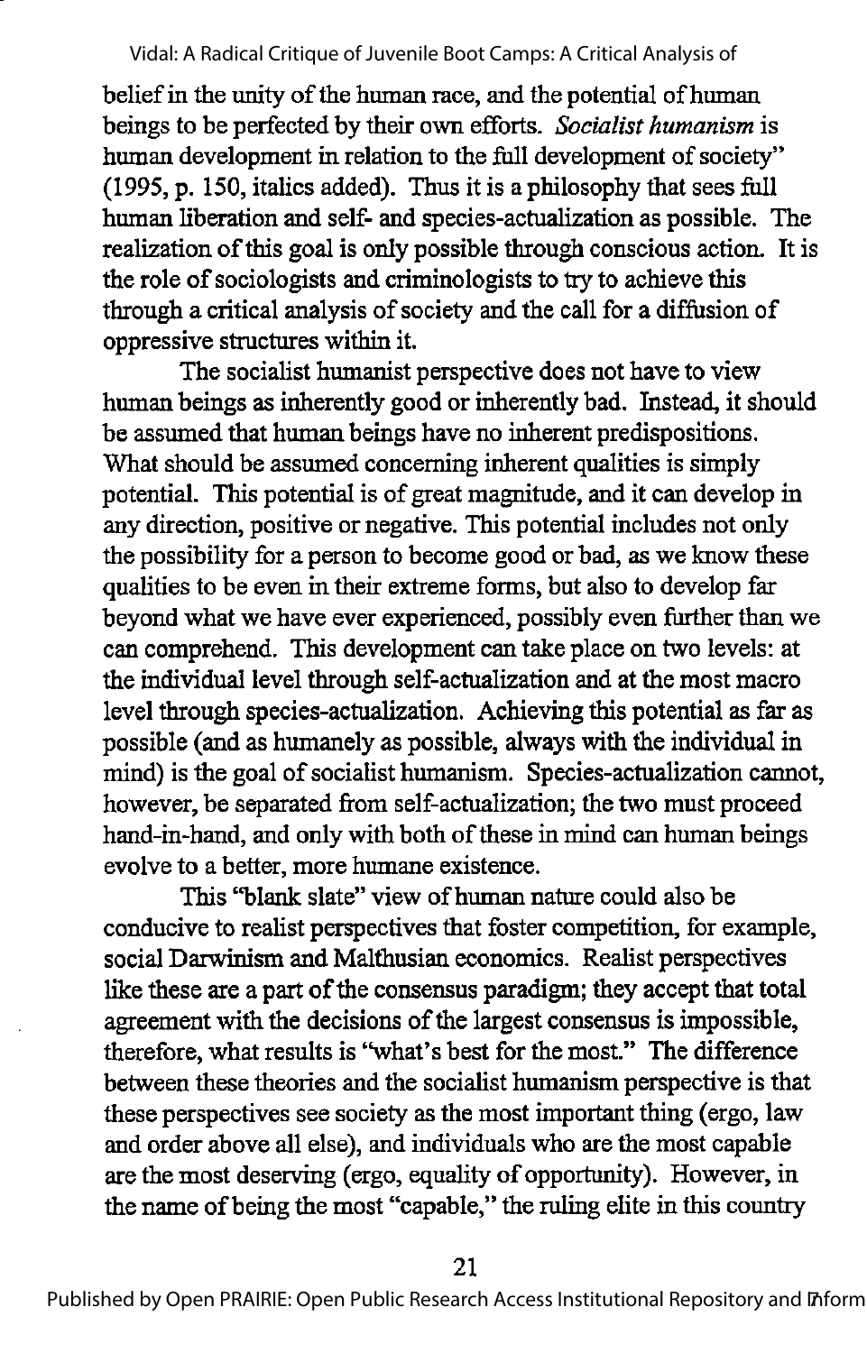belief in the unity of the human race, and the potential of human beings to be perfected by their own efforts. *Socialist humanism* is human development in relation to the full development of society" (1995, p. 150, italics added). Thus it is a philosophy that sees full human liberation and self- and species-actualization as possible. The realization of this goal is only possible through conscious action. It is the role of sociologists and criminologists to try to achieve this through a critical analysis of society and the call for a diffusion of oppressive structures within it.

The socialist humanist perspective does not have to view human beings as inherently good or inherently bad. Instead, it should be assumed that human beings have no inherent predispositions. What should be assumed concerning inherent qualities is simply potential. This potential is of great magnitude, and it can develop in any direction, positive or negative. This potential includes not only the possibility for a person to become good or bad, as we know these qualities to be even in their extreme forms, but also to develop far beyond what we have ever experienced, possibly even further than we can comprehend. This development can take place on two levels: at the individual level through self-actualization and at the most macro level through species-actualization. Achieving this potential as far as possible (and as humanely as possible, always with the individual in mind) is the goal of socialist humanism. Species-actualization cannot, however, be separated from self-actualization; the two must proceed hand-in-hand, and only with both of these in mind can human beings evolve to a better, more humane existence.

This "blank slate" view of human nature could also be conducive to realist perspectives that foster competition, for example, social Darwinism and Malthusian economics. Realist perspectives like these are a part of the consensus paradigm; they accept that total agreement with the decisions of the largest consensus is impossible, therefore, what results is "what's best for the most." The difference between these theories and the socialist humanism perspective is that these perspectives see society as the most important thing (ergo, law and order above all else), and individuals who are the most capable are the most deserving (ergo, equality of opportunity). However, in the name of being the most "capable," the ruling elite in this country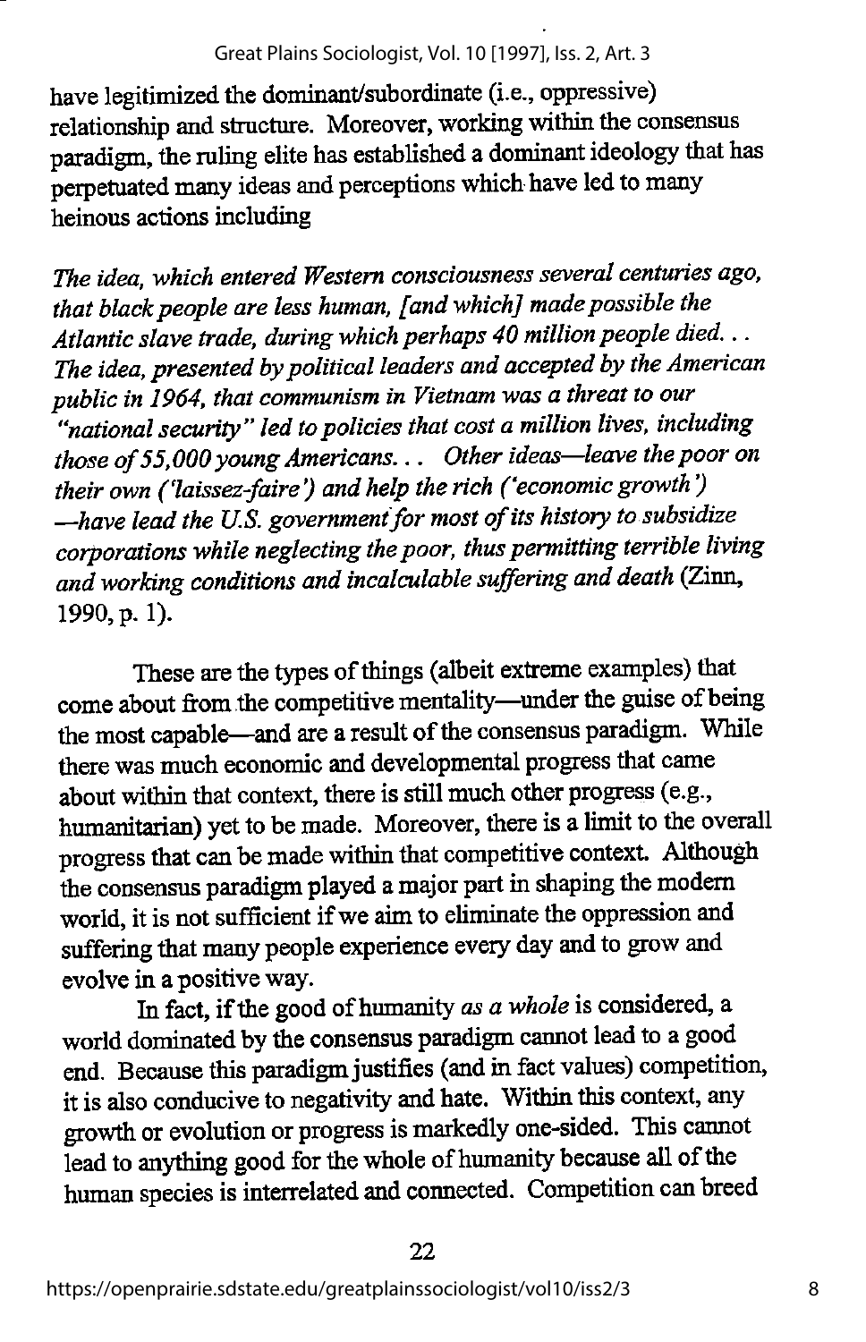have legitimized the dominant/subordinate (i.e., oppressive) relationship and structure. Moreover, working within the consensus paradigm, the ruling elite has established a dominant ideology that has perpetuated many ideas and perceptions which have led to many heinous actions including

*The idea, which entered Western consciousness several centuries ago, that black people are less human, [and which] made possible the Atlantic slave trade, during which perhaps 40 million people died. . . The idea, presented by political leaders and accepted by the American public in 1964, that communism in Vietnam was a threat to our "national security" led to policies that cost a million lives, including those of 55,000 young Americans. . . Other ideas—leave the poor on their own ('laissez-faire') and help the rich ('economic growth') —have lead the U.S. government for most of its history to subsidize corporations while neglecting the poor, thus permitting terrible living and working conditions and incalculable suffering and death* (Zinn, 1990, p. 1).

These are the types of things (albeit extreme examples) that come about from the competitive mentality—under the guise of being the most capable—and are a result of the consensus paradigm. While there was much economic and developmental progress that came about within that context, there is still much other progress (e.g., humanitarian) yet to be made. Moreover, there is a limit to the overall progress that can be made within that competitive context. Although the consensus paradigm played a major part in shaping the modern world, it is not sufficient if we aim to eliminate the oppression and suffering that many people experience every day and to grow and evolve in a positive way.

In fact, if the good of humanity *as a whole* is considered, a world dominated by the consensus paradigm cannot lead to a good end. Because this paradigm justifies (and in fact values) competition, it is also conducive to negativity and hate. Within this context, any growth or evolution or progress is markedly one-sided. This cannot lead to anything good for the whole of humanity because all of the human species is interrelated and connected. Competition can breed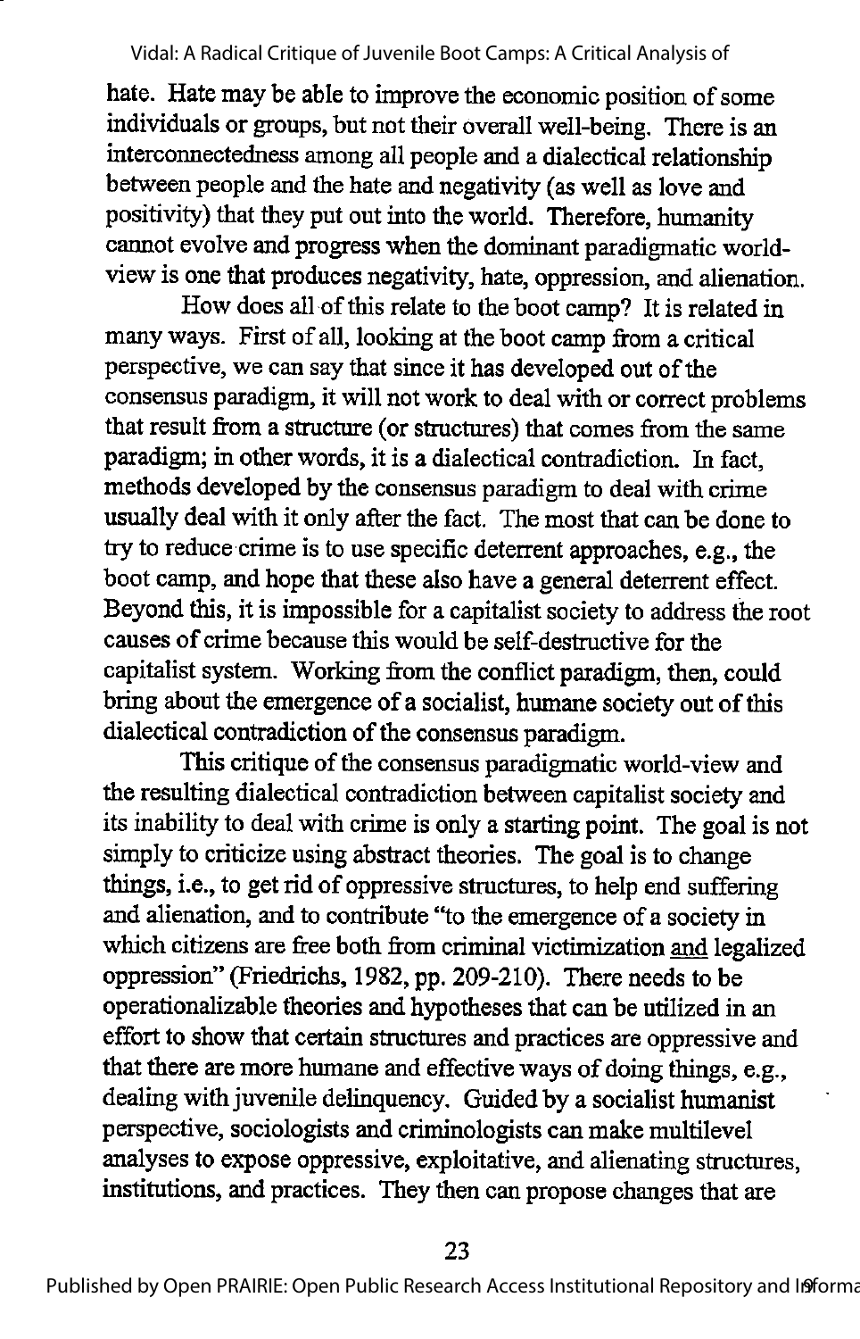hate. Hate may be able to improve the economic position of some individuals or groups, but not their overall well-being. There is an interconnectedness among all people and a dialectical relationship between people and the hate and negativity (as well as love and positivity) that they put out into the world. Therefore, humanity cannot evolve and progress when the dominant paradigmatic world-view is one that produces negativity, hate, oppression, and alienation.

How does all of this relate to the boot camp? It is related in many ways. First of all, looking at the boot camp from a critical perspective, we can say that since it has developed out of the consensus paradigm, it will not work to deal with or correct problems that result from a structure (or structures) that comes from the same paradigm; in other words, it is a dialectical contradiction. In fact, methods developed by the consensus paradigm to deal with crime usually deal with it only after the fact. The most that can be done to try to reduce crime is to use specific deterrent approaches, e.g., the boot camp, and hope that these also have a general deterrent effect. Beyond this, it is impossible for a capitalist society to address the root causes of crime because this would be self-destructive for the capitalist system. Working from the conflict paradigm, then, could bring about the emergence of a socialist, humane society out of this dialectical contradiction of the consensus paradigm.

This critique of the consensus paradigmatic world-view and the resulting dialectical contradiction between capitalist society and its inability to deal with crime is only a starting point. The goal is not simply to criticize using abstract theories. The goal is to change things, i.e., to get rid of oppressive structures, to help end suffering and alienation, and to contribute "to the emergence of a society in which citizens are free both from criminal victimization <u>and</u> legalized oppression" (Friedrichs, 1982, pp. 209-210). There needs to be operationalizable theories and hypotheses that can be utilized in an effort to show that certain structures and practices are oppressive and that there are more humane and effective ways of doing things, e.g., dealing with juvenile delinquency. Guided by a socialist humanist perspective, sociologists and criminologists can make multilevel analyses to expose oppressive, exploitative, and alienating structures, institutions, and practices. They then can propose changes that are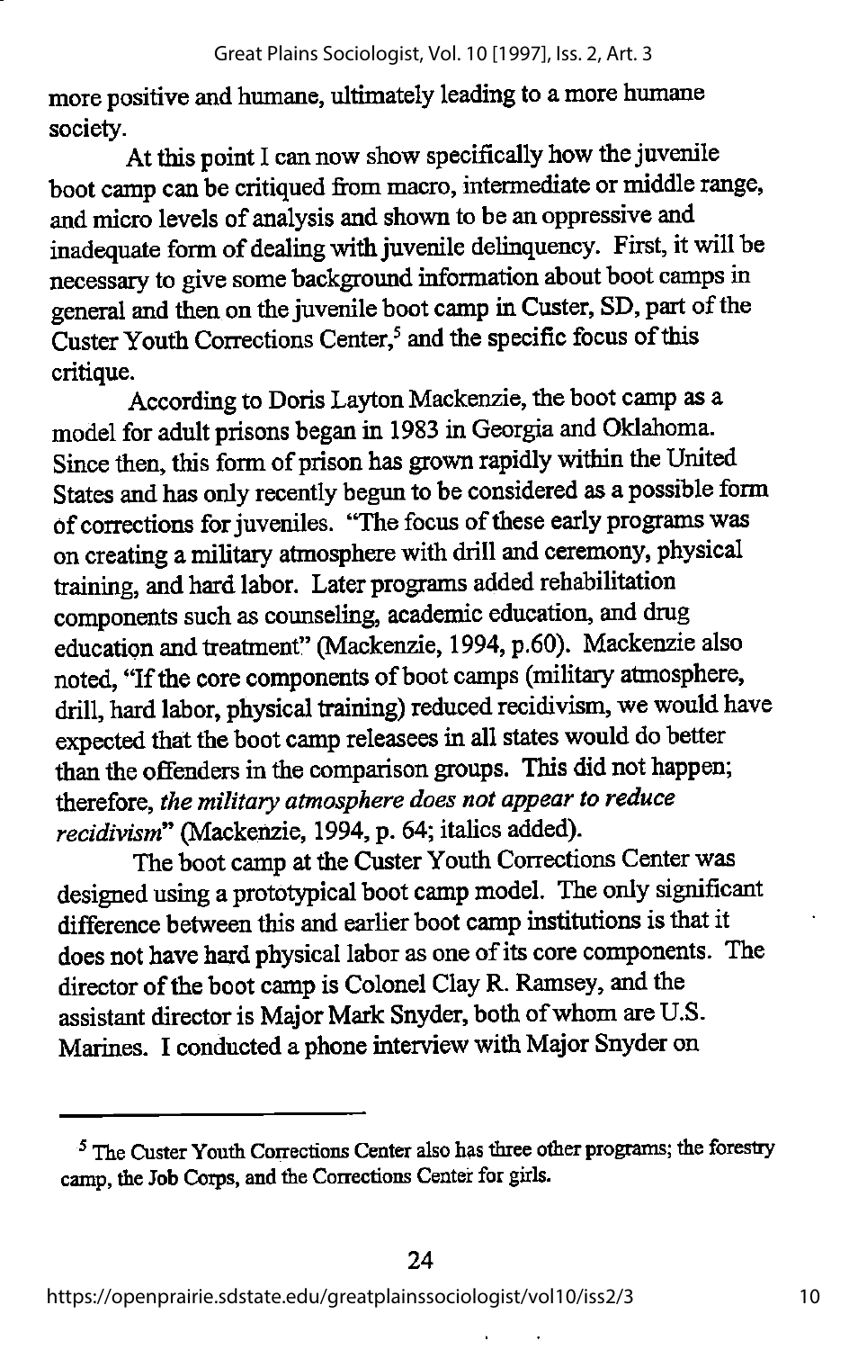more positive and humane, ultimately leading to a more humane society.

At this point I can now show specifically how the juvenile boot camp can be critiqued from macro, intermediate or middle range, and micro levels of analysis and shown to be an oppressive and inadequate form of dealing with juvenile delinquency. First, it will be necessary to give some background information about boot camps in general and then on the juvenile boot camp in Custer, SD, part of the Custer Youth Corrections Center,[5] and the specific focus of this critique.

According to Doris Layton Mackenzie, the boot camp as a model for adult prisons began in 1983 in Georgia and Oklahoma. Since then, this form of prison has grown rapidly within the United States and has only recently begun to be considered as a possible form of corrections for juveniles. "The focus of these early programs was on creating a military atmosphere with drill and ceremony, physical training, and hard labor. Later programs added rehabilitation components such as counseling, academic education, and drug education and treatment" (Mackenzie, 1994, p.60). Mackenzie also noted, "If the core components of boot camps (military atmosphere, drill, hard labor, physical training) reduced recidivism, we would have expected that the boot camp releasees in all states would do better than the offenders in the comparison groups. This did not happen; therefore, *the military atmosphere does not appear to reduce recidivism*" (Mackenzie, 1994, p. 64; italics added).

The boot camp at the Custer Youth Corrections Center was designed using a prototypical boot camp model. The only significant difference between this and earlier boot camp institutions is that it does not have hard physical labor as one of its core components. The director of the boot camp is Colonel Clay R. Ramsey, and the assistant director is Major Mark Snyder, both of whom are U.S. Marines. I conducted a phone interview with Major Snyder on

---

[5] The Custer Youth Corrections Center also has three other programs; the forestry camp, the Job Corps, and the Corrections Center for girls.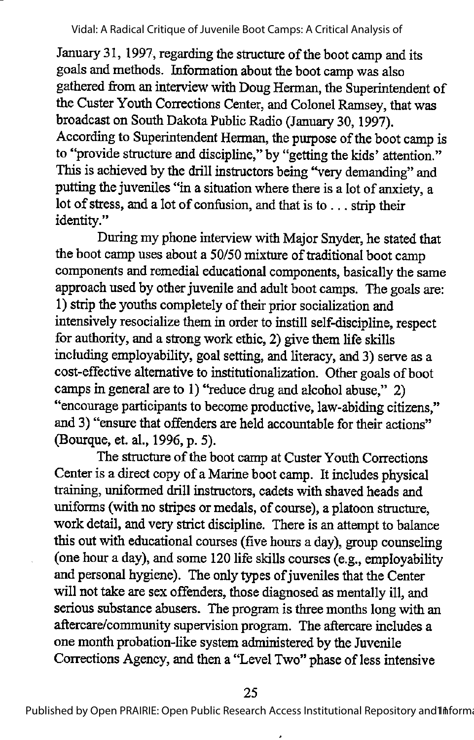January 31, 1997, regarding the structure of the boot camp and its goals and methods. Information about the boot camp was also gathered from an interview with Doug Herman, the Superintendent of the Custer Youth Corrections Center, and Colonel Ramsey, that was broadcast on South Dakota Public Radio (January 30, 1997). According to Superintendent Herman, the purpose of the boot camp is to "provide structure and discipline," by "getting the kids' attention." This is achieved by the drill instructors being "very demanding" and putting the juveniles "in a situation where there is a lot of anxiety, a lot of stress, and a lot of confusion, and that is to . . . strip their identity."

During my phone interview with Major Snyder, he stated that the boot camp uses about a 50/50 mixture of traditional boot camp components and remedial educational components, basically the same approach used by other juvenile and adult boot camps. The goals are: 1) strip the youths completely of their prior socialization and intensively resocialize them in order to instill self-discipline, respect for authority, and a strong work ethic, 2) give them life skills including employability, goal setting, and literacy, and 3) serve as a cost-effective alternative to institutionalization. Other goals of boot camps in general are to 1) "reduce drug and alcohol abuse," 2) "encourage participants to become productive, law-abiding citizens," and 3) "ensure that offenders are held accountable for their actions" (Bourque, et. al., 1996, p. 5).

The structure of the boot camp at Custer Youth Corrections Center is a direct copy of a Marine boot camp. It includes physical training, uniformed drill instructors, cadets with shaved heads and uniforms (with no stripes or medals, of course), a platoon structure, work detail, and very strict discipline. There is an attempt to balance this out with educational courses (five hours a day), group counseling (one hour a day), and some 120 life skills courses (e.g., employability and personal hygiene). The only types of juveniles that the Center will not take are sex offenders, those diagnosed as mentally ill, and serious substance abusers. The program is three months long with an aftercare/community supervision program. The aftercare includes a one month probation-like system administered by the Juvenile Corrections Agency, and then a "Level Two" phase of less intensive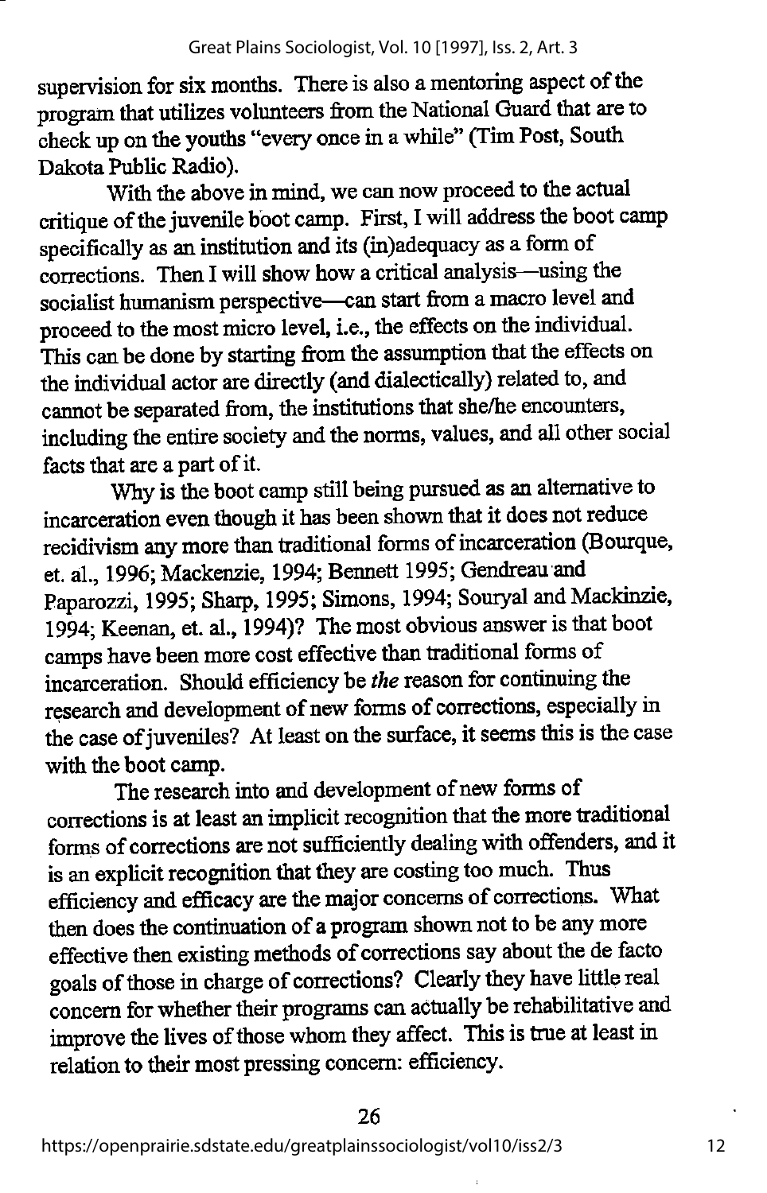supervision for six months. There is also a mentoring aspect of the program that utilizes volunteers from the National Guard that are to check up on the youths "every once in a while" (Tim Post, South Dakota Public Radio).

With the above in mind, we can now proceed to the actual critique of the juvenile boot camp. First, I will address the boot camp specifically as an institution and its (in)adequacy as a form of corrections. Then I will show how a critical analysis—using the socialist humanism perspective—can start from a macro level and proceed to the most micro level, i.e., the effects on the individual. This can be done by starting from the assumption that the effects on the individual actor are directly (and dialectically) related to, and cannot be separated from, the institutions that she/he encounters, including the entire society and the norms, values, and all other social facts that are a part of it.

Why is the boot camp still being pursued as an alternative to incarceration even though it has been shown that it does not reduce recidivism any more than traditional forms of incarceration (Bourque, et. al., 1996; Mackenzie, 1994; Bennett 1995; Gendreau and Paparozzi, 1995; Sharp, 1995; Simons, 1994; Souryal and Mackinzie, 1994; Keenan, et. al., 1994)? The most obvious answer is that boot camps have been more cost effective than traditional forms of incarceration. Should efficiency be *the* reason for continuing the research and development of new forms of corrections, especially in the case of juveniles? At least on the surface, it seems this is the case with the boot camp.

The research into and development of new forms of corrections is at least an implicit recognition that the more traditional forms of corrections are not sufficiently dealing with offenders, and it is an explicit recognition that they are costing too much. Thus efficiency and efficacy are the major concerns of corrections. What then does the continuation of a program shown not to be any more effective then existing methods of corrections say about the de facto goals of those in charge of corrections? Clearly they have little real concern for whether their programs can actually be rehabilitative and improve the lives of those whom they affect. This is true at least in relation to their most pressing concern: efficiency.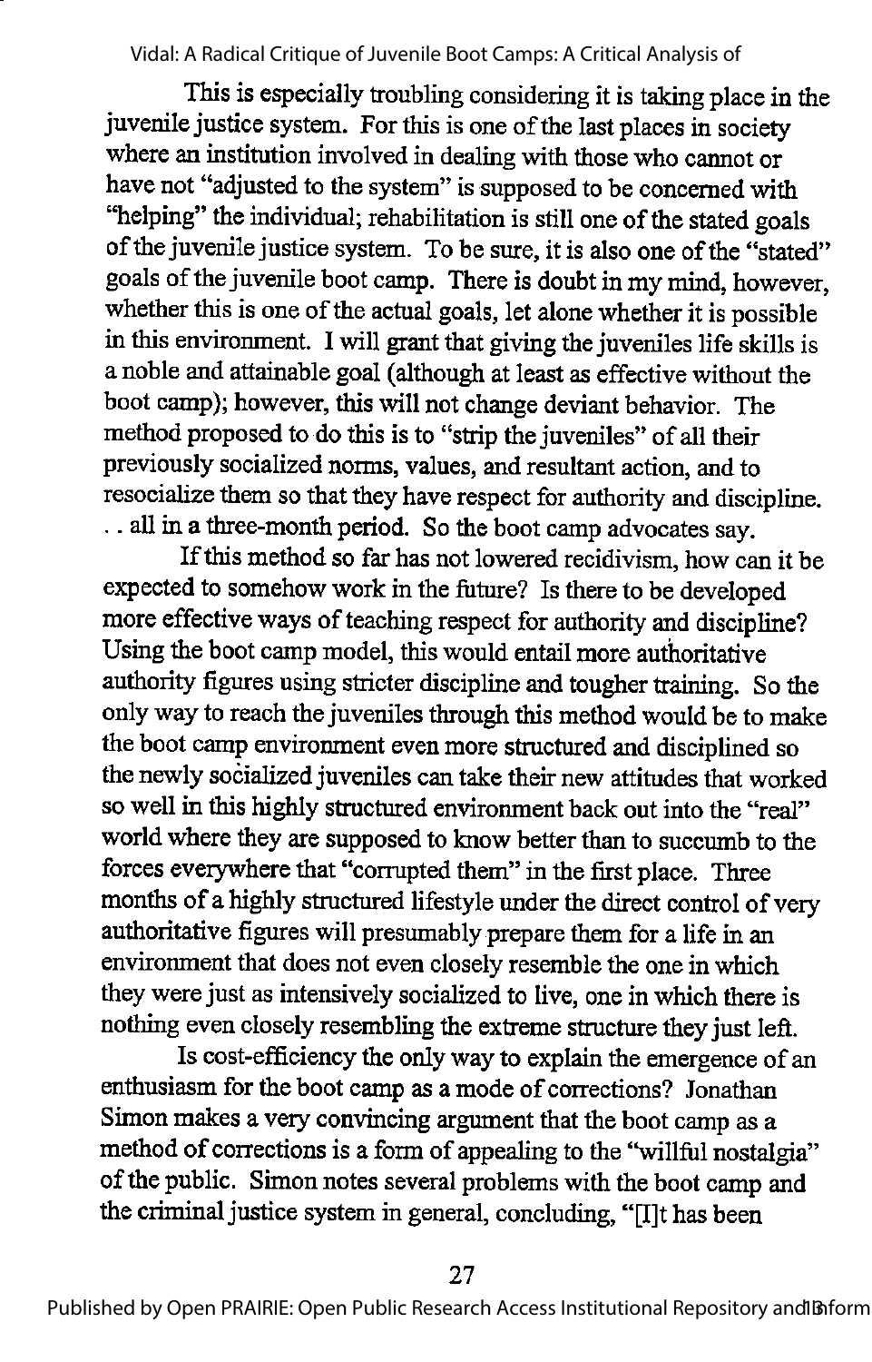This is especially troubling considering it is taking place in the juvenile justice system. For this is one of the last places in society where an institution involved in dealing with those who cannot or have not "adjusted to the system" is supposed to be concerned with "helping" the individual; rehabilitation is still one of the stated goals of the juvenile justice system. To be sure, it is also one of the "stated" goals of the juvenile boot camp. There is doubt in my mind, however, whether this is one of the actual goals, let alone whether it is possible in this environment. I will grant that giving the juveniles life skills is a noble and attainable goal (although at least as effective without the boot camp); however, this will not change deviant behavior. The method proposed to do this is to "strip the juveniles" of all their previously socialized norms, values, and resultant action, and to resocialize them so that they have respect for authority and discipline. . . all in a three-month period. So the boot camp advocates say.

If this method so far has not lowered recidivism, how can it be expected to somehow work in the future? Is there to be developed more effective ways of teaching respect for authority and discipline? Using the boot camp model, this would entail more authoritative authority figures using stricter discipline and tougher training. So the only way to reach the juveniles through this method would be to make the boot camp environment even more structured and disciplined so the newly socialized juveniles can take their new attitudes that worked so well in this highly structured environment back out into the "real" world where they are supposed to know better than to succumb to the forces everywhere that "corrupted them" in the first place. Three months of a highly structured lifestyle under the direct control of very authoritative figures will presumably prepare them for a life in an environment that does not even closely resemble the one in which they were just as intensively socialized to live, one in which there is nothing even closely resembling the extreme structure they just left.

Is cost-efficiency the only way to explain the emergence of an enthusiasm for the boot camp as a mode of corrections? Jonathan Simon makes a very convincing argument that the boot camp as a method of corrections is a form of appealing to the "willful nostalgia" of the public. Simon notes several problems with the boot camp and the criminal justice system in general, concluding, "[I]t has been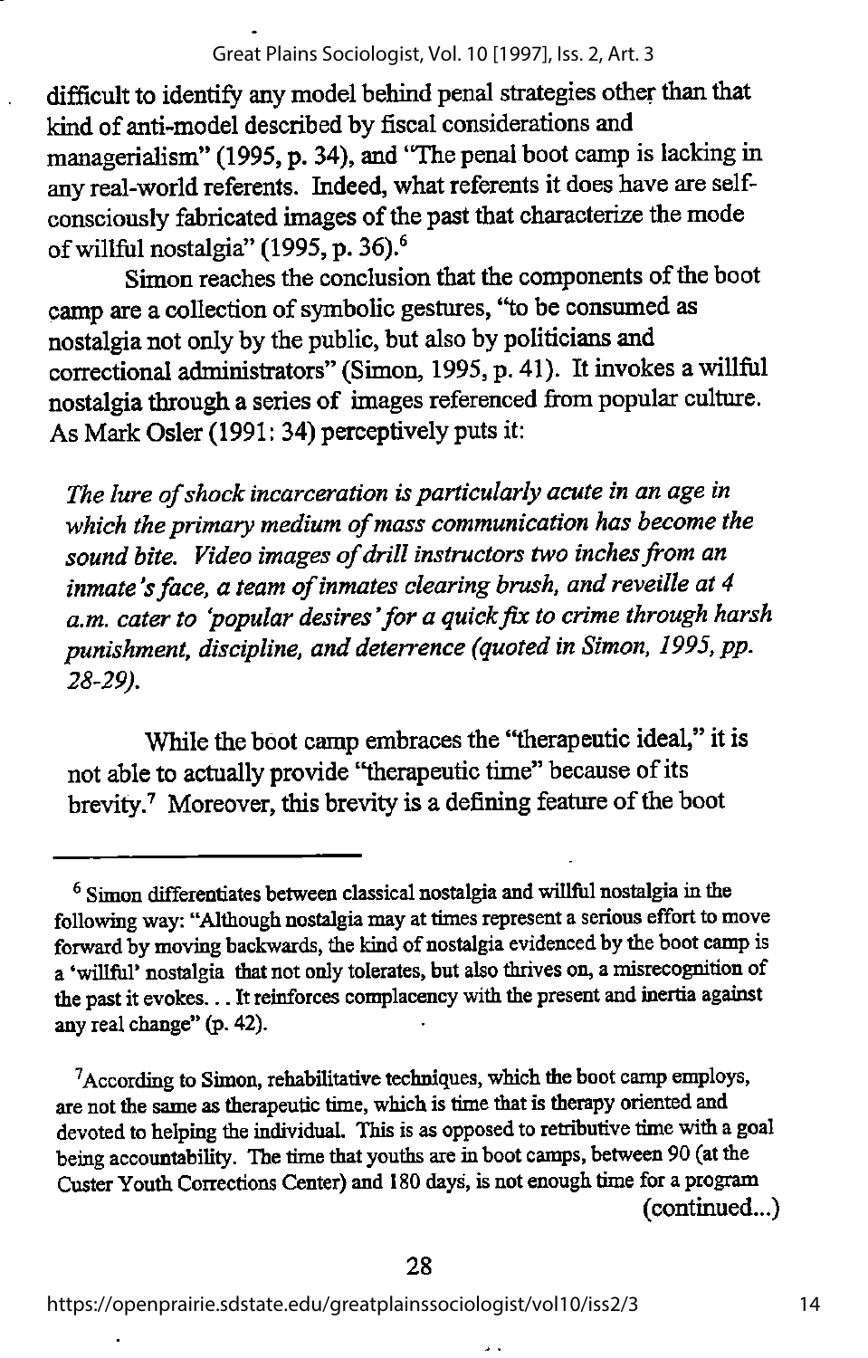difficult to identify any model behind penal strategies other than that kind of anti-model described by fiscal considerations and managerialism" (1995, p. 34), and "The penal boot camp is lacking in any real-world referents. Indeed, what referents it does have are self-consciously fabricated images of the past that characterize the mode of willful nostalgia" (1995, p. 36).[6]

Simon reaches the conclusion that the components of the boot camp are a collection of symbolic gestures, "to be consumed as nostalgia not only by the public, but also by politicians and correctional administrators" (Simon, 1995, p. 41). It invokes a willful nostalgia through a series of images referenced from popular culture. As Mark Osler (1991: 34) perceptively puts it:

*The lure of shock incarceration is particularly acute in an age in which the primary medium of mass communication has become the sound bite. Video images of drill instructors two inches from an inmate's face, a team of inmates clearing brush, and reveille at 4 a.m. cater to 'popular desires' for a quick fix to crime through harsh punishment, discipline, and deterrence (quoted in Simon, 1995, pp. 28-29).*

While the boot camp embraces the "therapeutic ideal," it is not able to actually provide "therapeutic time" because of its brevity.[7] Moreover, this brevity is a defining feature of the boot

---

[6] Simon differentiates between classical nostalgia and willful nostalgia in the following way: "Although nostalgia may at times represent a serious effort to move forward by moving backwards, the kind of nostalgia evidenced by the boot camp is a 'willful' nostalgia that not only tolerates, but also thrives on, a misrecognition of the past it evokes. . . It reinforces complacency with the present and inertia against any real change" (p. 42).

[7] According to Simon, rehabilitative techniques, which the boot camp employs, are not the same as therapeutic time, which is time that is therapy oriented and devoted to helping the individual. This is as opposed to retributive time with a goal being accountability. The time that youths are in boot camps, between 90 (at the Custer Youth Corrections Center) and 180 days, is not enough time for a program (continued...)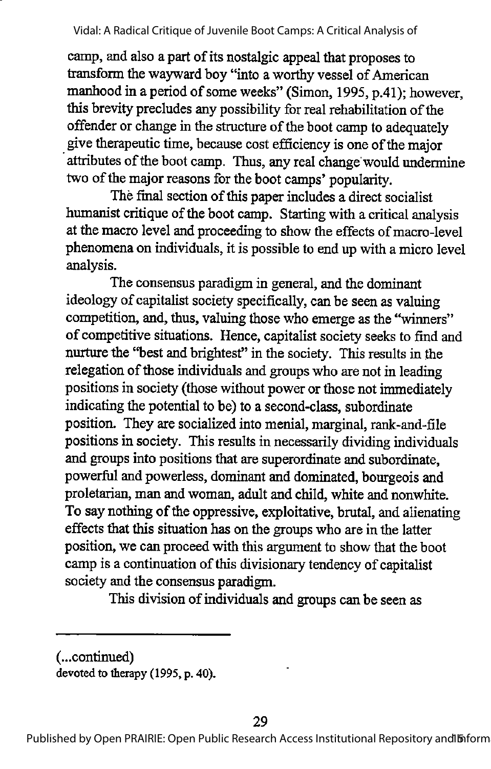camp, and also a part of its nostalgic appeal that proposes to transform the wayward boy "into a worthy vessel of American manhood in a period of some weeks" (Simon, 1995, p.41); however, this brevity precludes any possibility for real rehabilitation of the offender or change in the structure of the boot camp to adequately give therapeutic time, because cost efficiency is one of the major attributes of the boot camp. Thus, any real change would undermine two of the major reasons for the boot camps' popularity.

The final section of this paper includes a direct socialist humanist critique of the boot camp. Starting with a critical analysis at the macro level and proceeding to show the effects of macro-level phenomena on individuals, it is possible to end up with a micro level analysis.

The consensus paradigm in general, and the dominant ideology of capitalist society specifically, can be seen as valuing competition, and, thus, valuing those who emerge as the "winners" of competitive situations. Hence, capitalist society seeks to find and nurture the "best and brightest" in the society. This results in the relegation of those individuals and groups who are not in leading positions in society (those without power or those not immediately indicating the potential to be) to a second-class, subordinate position. They are socialized into menial, marginal, rank-and-file positions in society. This results in necessarily dividing individuals and groups into positions that are superordinate and subordinate, powerful and powerless, dominant and dominated, bourgeois and proletarian, man and woman, adult and child, white and nonwhite. To say nothing of the oppressive, exploitative, brutal, and alienating effects that this situation has on the groups who are in the latter position, we can proceed with this argument to show that the boot camp is a continuation of this divisionary tendency of capitalist society and the consensus paradigm.

This division of individuals and groups can be seen as

---

(...continued)
devoted to therapy (1995, p. 40).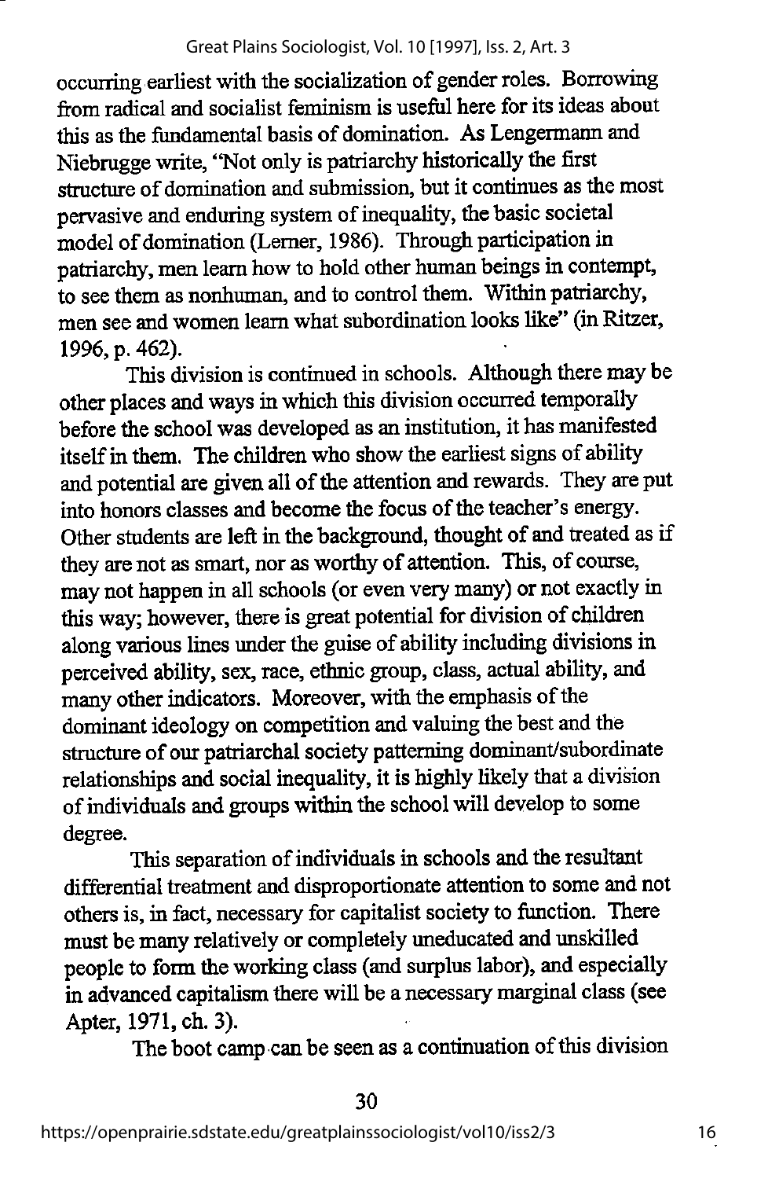occurring earliest with the socialization of gender roles. Borrowing from radical and socialist feminism is useful here for its ideas about this as the fundamental basis of domination. As Lengermann and Niebrugge write, "Not only is patriarchy historically the first structure of domination and submission, but it continues as the most pervasive and enduring system of inequality, the basic societal model of domination (Lerner, 1986). Through participation in patriarchy, men learn how to hold other human beings in contempt, to see them as nonhuman, and to control them. Within patriarchy, men see and women learn what subordination looks like" (in Ritzer, 1996, p. 462).

This division is continued in schools. Although there may be other places and ways in which this division occurred temporally before the school was developed as an institution, it has manifested itself in them. The children who show the earliest signs of ability and potential are given all of the attention and rewards. They are put into honors classes and become the focus of the teacher's energy. Other students are left in the background, thought of and treated as if they are not as smart, nor as worthy of attention. This, of course, may not happen in all schools (or even very many) or not exactly in this way; however, there is great potential for division of children along various lines under the guise of ability including divisions in perceived ability, sex, race, ethnic group, class, actual ability, and many other indicators. Moreover, with the emphasis of the dominant ideology on competition and valuing the best and the structure of our patriarchal society patterning dominant/subordinate relationships and social inequality, it is highly likely that a division of individuals and groups within the school will develop to some degree.

This separation of individuals in schools and the resultant differential treatment and disproportionate attention to some and not others is, in fact, necessary for capitalist society to function. There must be many relatively or completely uneducated and unskilled people to form the working class (and surplus labor), and especially in advanced capitalism there will be a necessary marginal class (see Apter, 1971, ch. 3).

The boot camp can be seen as a continuation of this division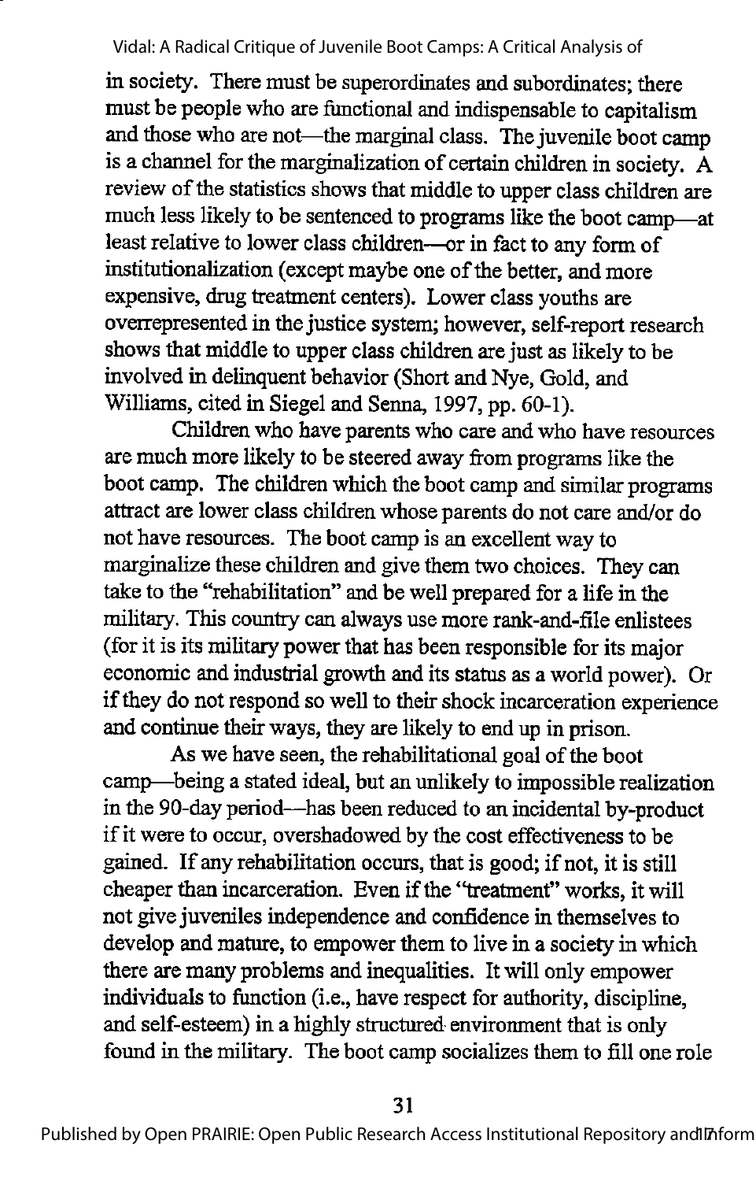in society. There must be superordinates and subordinates; there must be people who are functional and indispensable to capitalism and those who are not—the marginal class. The juvenile boot camp is a channel for the marginalization of certain children in society. A review of the statistics shows that middle to upper class children are much less likely to be sentenced to programs like the boot camp—at least relative to lower class children—or in fact to any form of institutionalization (except maybe one of the better, and more expensive, drug treatment centers). Lower class youths are overrepresented in the justice system; however, self-report research shows that middle to upper class children are just as likely to be involved in delinquent behavior (Short and Nye, Gold, and Williams, cited in Siegel and Senna, 1997, pp. 60-1).

Children who have parents who care and who have resources are much more likely to be steered away from programs like the boot camp. The children which the boot camp and similar programs attract are lower class children whose parents do not care and/or do not have resources. The boot camp is an excellent way to marginalize these children and give them two choices. They can take to the "rehabilitation" and be well prepared for a life in the military. This country can always use more rank-and-file enlistees (for it is its military power that has been responsible for its major economic and industrial growth and its status as a world power). Or if they do not respond so well to their shock incarceration experience and continue their ways, they are likely to end up in prison.

As we have seen, the rehabilitational goal of the boot camp—being a stated ideal, but an unlikely to impossible realization in the 90-day period—has been reduced to an incidental by-product if it were to occur, overshadowed by the cost effectiveness to be gained. If any rehabilitation occurs, that is good; if not, it is still cheaper than incarceration. Even if the "treatment" works, it will not give juveniles independence and confidence in themselves to develop and mature, to empower them to live in a society in which there are many problems and inequalities. It will only empower individuals to function (i.e., have respect for authority, discipline, and self-esteem) in a highly structured environment that is only found in the military. The boot camp socializes them to fill one role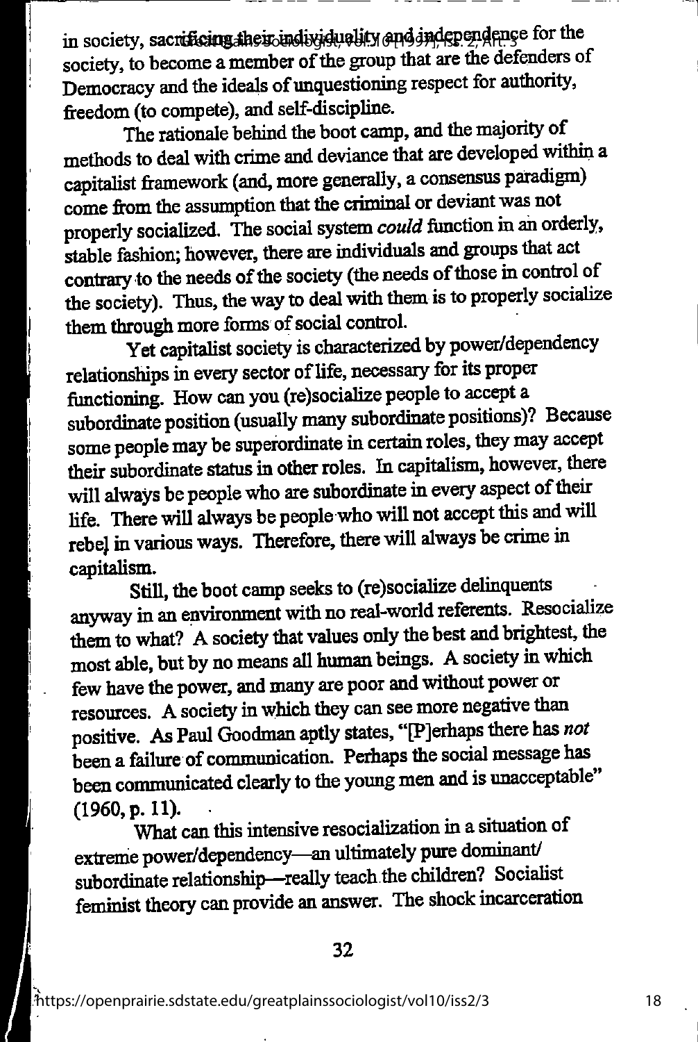in society, sacrificing their individuality and independence for the society, to become a member of the group that are the defenders of Democracy and the ideals of unquestioning respect for authority, freedom (to compete), and self-discipline.

The rationale behind the boot camp, and the majority of methods to deal with crime and deviance that are developed within a capitalist framework (and, more generally, a consensus paradigm) come from the assumption that the criminal or deviant was not properly socialized. The social system *could* function in an orderly, stable fashion; however, there are individuals and groups that act contrary to the needs of the society (the needs of those in control of the society). Thus, the way to deal with them is to properly socialize them through more forms of social control.

Yet capitalist society is characterized by power/dependency relationships in every sector of life, necessary for its proper functioning. How can you (re)socialize people to accept a subordinate position (usually many subordinate positions)? Because some people may be superordinate in certain roles, they may accept their subordinate status in other roles. In capitalism, however, there will always be people who are subordinate in every aspect of their life. There will always be people who will not accept this and will rebel in various ways. Therefore, there will always be crime in capitalism.

Still, the boot camp seeks to (re)socialize delinquents anyway in an environment with no real-world referents. Resocialize them to what? A society that values only the best and brightest, the most able, but by no means all human beings. A society in which few have the power, and many are poor and without power or resources. A society in which they can see more negative than positive. As Paul Goodman aptly states, "[P]erhaps there has *not* been a failure of communication. Perhaps the social message has been communicated clearly to the young men and is unacceptable" (1960, p. 11).

What can this intensive resocialization in a situation of extreme power/dependency—an ultimately pure dominant/subordinate relationship—really teach the children? Socialist feminist theory can provide an answer. The shock incarceration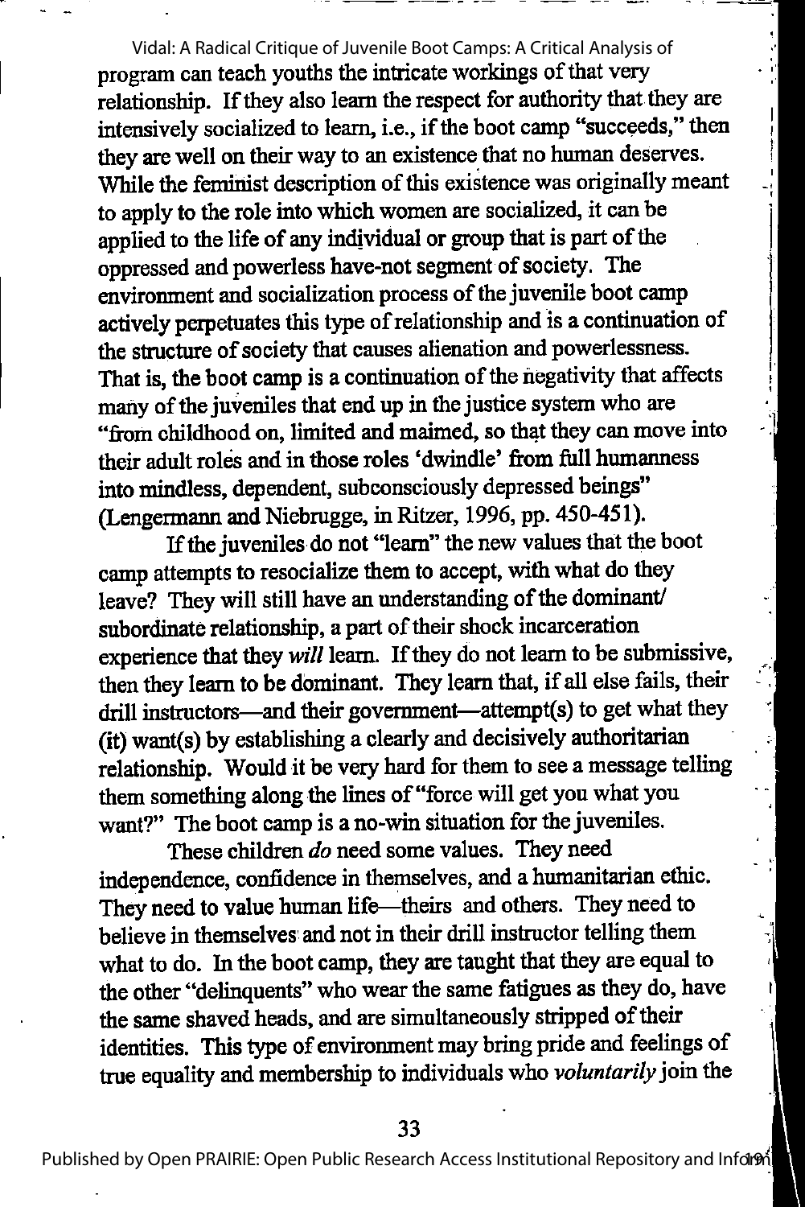program can teach youths the intricate workings of that very relationship. If they also learn the respect for authority that they are intensively socialized to learn, i.e., if the boot camp "succeeds," then they are well on their way to an existence that no human deserves. While the feminist description of this existence was originally meant to apply to the role into which women are socialized, it can be applied to the life of any individual or group that is part of the oppressed and powerless have-not segment of society. The environment and socialization process of the juvenile boot camp actively perpetuates this type of relationship and is a continuation of the structure of society that causes alienation and powerlessness. That is, the boot camp is a continuation of the negativity that affects many of the juveniles that end up in the justice system who are "from childhood on, limited and maimed, so that they can move into their adult roles and in those roles 'dwindle' from full humanness into mindless, dependent, subconsciously depressed beings" (Lengermann and Niebrugge, in Ritzer, 1996, pp. 450-451).

If the juveniles do not "learn" the new values that the boot camp attempts to resocialize them to accept, with what do they leave? They will still have an understanding of the dominant/subordinate relationship, a part of their shock incarceration experience that they *will* learn. If they do not learn to be submissive, then they learn to be dominant. They learn that, if all else fails, their drill instructors—and their government—attempt(s) to get what they (it) want(s) by establishing a clearly and decisively authoritarian relationship. Would it be very hard for them to see a message telling them something along the lines of "force will get you what you want?" The boot camp is a no-win situation for the juveniles.

These children *do* need some values. They need independence, confidence in themselves, and a humanitarian ethic. They need to value human life—theirs and others. They need to believe in themselves and not in their drill instructor telling them what to do. In the boot camp, they are taught that they are equal to the other "delinquents" who wear the same fatigues as they do, have the same shaved heads, and are simultaneously stripped of their identities. This type of environment may bring pride and feelings of true equality and membership to individuals who *voluntarily* join the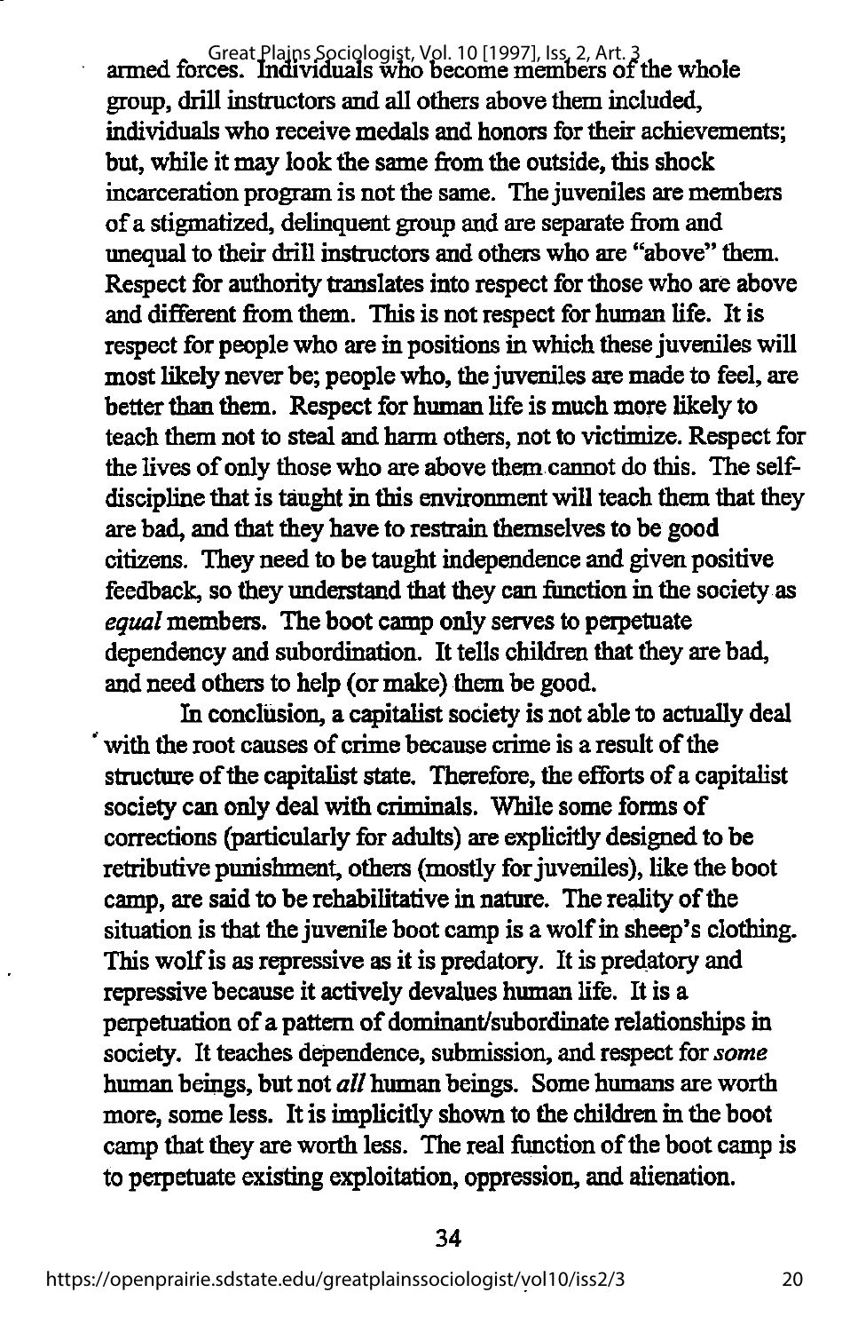armed forces. Individuals who become members of the whole group, drill instructors and all others above them included, individuals who receive medals and honors for their achievements; but, while it may look the same from the outside, this shock incarceration program is not the same. The juveniles are members of a stigmatized, delinquent group and are separate from and unequal to their drill instructors and others who are "above" them. Respect for authority translates into respect for those who are above and different from them. This is not respect for human life. It is respect for people who are in positions in which these juveniles will most likely never be; people who, the juveniles are made to feel, are better than them. Respect for human life is much more likely to teach them not to steal and harm others, not to victimize. Respect for the lives of only those who are above them cannot do this. The self-discipline that is taught in this environment will teach them that they are bad, and that they have to restrain themselves to be good citizens. They need to be taught independence and given positive feedback, so they understand that they can function in the society as *equal* members. The boot camp only serves to perpetuate dependency and subordination. It tells children that they are bad, and need others to help (or make) them be good.

In conclusion, a capitalist society is not able to actually deal with the root causes of crime because crime is a result of the structure of the capitalist state. Therefore, the efforts of a capitalist society can only deal with criminals. While some forms of corrections (particularly for adults) are explicitly designed to be retributive punishment, others (mostly for juveniles), like the boot camp, are said to be rehabilitative in nature. The reality of the situation is that the juvenile boot camp is a wolf in sheep's clothing. This wolf is as repressive as it is predatory. It is predatory and repressive because it actively devalues human life. It is a perpetuation of a pattern of dominant/subordinate relationships in society. It teaches dependence, submission, and respect for *some* human beings, but not *all* human beings. Some humans are worth more, some less. It is implicitly shown to the children in the boot camp that they are worth less. The real function of the boot camp is to perpetuate existing exploitation, oppression, and alienation.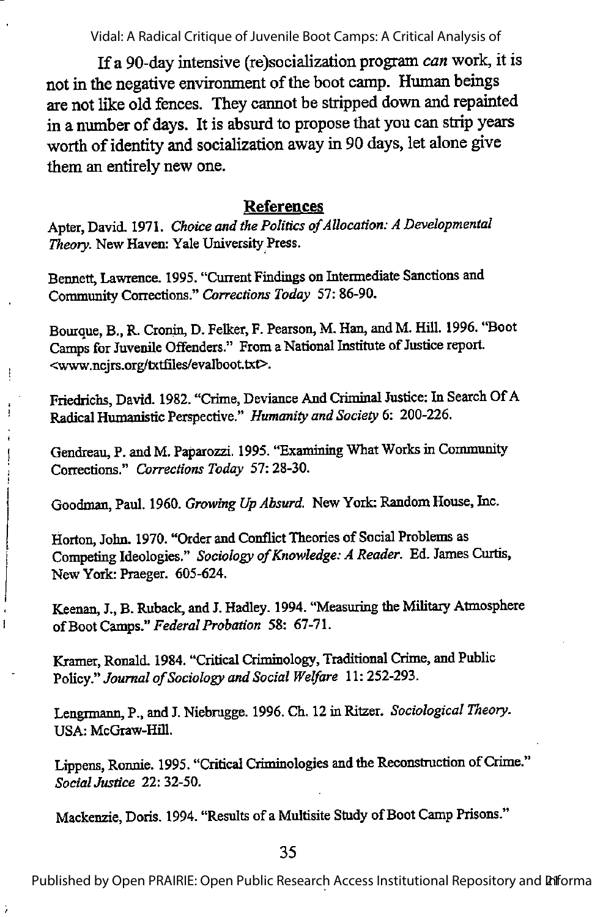If a 90-day intensive (re)socialization program *can* work, it is not in the negative environment of the boot camp. Human beings are not like old fences. They cannot be stripped down and repainted in a number of days. It is absurd to propose that you can strip years worth of identity and socialization away in 90 days, let alone give them an entirely new one.

## References

Apter, David. 1971. *Choice and the Politics of Allocation: A Developmental Theory*. New Haven: Yale University Press.

Bennett, Lawrence. 1995. "Current Findings on Intermediate Sanctions and Community Corrections." *Corrections Today* 57: 86-90.

Bourque, B., R. Cronin, D. Felker, F. Pearson, M. Han, and M. Hill. 1996. "Boot Camps for Juvenile Offenders." From a National Institute of Justice report. <www.ncjrs.org/txtfiles/evalboot.txt>.

Friedrichs, David. 1982. "Crime, Deviance And Criminal Justice: In Search Of A Radical Humanistic Perspective." *Humanity and Society* 6: 200-226.

Gendreau, P. and M. Paparozzi. 1995. "Examining What Works in Community Corrections." *Corrections Today* 57: 28-30.

Goodman, Paul. 1960. *Growing Up Absurd*. New York: Random House, Inc.

Horton, John. 1970. "Order and Conflict Theories of Social Problems as Competing Ideologies." *Sociology of Knowledge: A Reader*. Ed. James Curtis, New York: Praeger. 605-624.

Keenan, J., B. Ruback, and J. Hadley. 1994. "Measuring the Military Atmosphere of Boot Camps." *Federal Probation* 58: 67-71.

Kramer, Ronald. 1984. "Critical Criminology, Traditional Crime, and Public Policy." *Journal of Sociology and Social Welfare* 11: 252-293.

Lengrmann, P., and J. Niebrugge. 1996. Ch. 12 in Ritzer. *Sociological Theory*. USA: McGraw-Hill.

Lippens, Ronnie. 1995. "Critical Criminologies and the Reconstruction of Crime." *Social Justice* 22: 32-50.

Mackenzie, Doris. 1994. "Results of a Multisite Study of Boot Camp Prisons."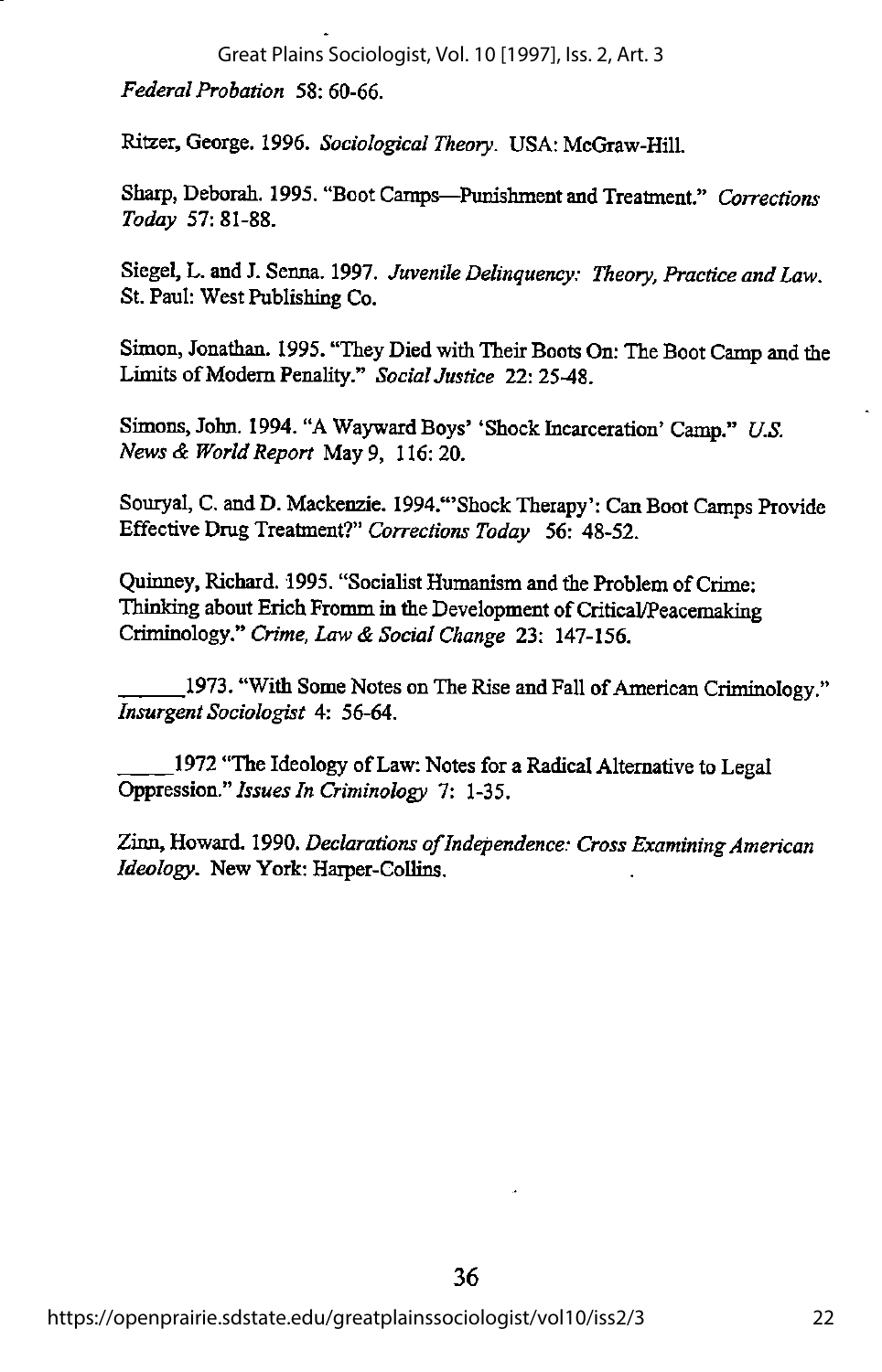*Federal Probation* 58: 60-66.

Ritzer, George. 1996. *Sociological Theory*. USA: McGraw-Hill.

Sharp, Deborah. 1995. "Boot Camps—Punishment and Treatment." *Corrections Today* 57: 81-88.

Siegel, L. and J. Senna. 1997. *Juvenile Delinquency: Theory, Practice and Law*. St. Paul: West Publishing Co.

Simon, Jonathan. 1995. "They Died with Their Boots On: The Boot Camp and the Limits of Modern Penality." *Social Justice* 22: 25-48.

Simons, John. 1994. "A Wayward Boys' 'Shock Incarceration' Camp." *U.S. News & World Report* May 9, 116: 20.

Souryal, C. and D. Mackenzie. 1994."'Shock Therapy': Can Boot Camps Provide Effective Drug Treatment?" *Corrections Today* 56: 48-52.

Quinney, Richard. 1995. "Socialist Humanism and the Problem of Crime: Thinking about Erich Fromm in the Development of Critical/Peacemaking Criminology." *Crime, Law & Social Change* 23: 147-156.

\_\_\_\_\_\_1973. "With Some Notes on The Rise and Fall of American Criminology." *Insurgent Sociologist* 4: 56-64.

\_\_\_\_\_1972 "The Ideology of Law: Notes for a Radical Alternative to Legal Oppression." *Issues In Criminology* 7: 1-35.

Zinn, Howard. 1990. *Declarations of Independence: Cross Examining American Ideology*. New York: Harper-Collins.